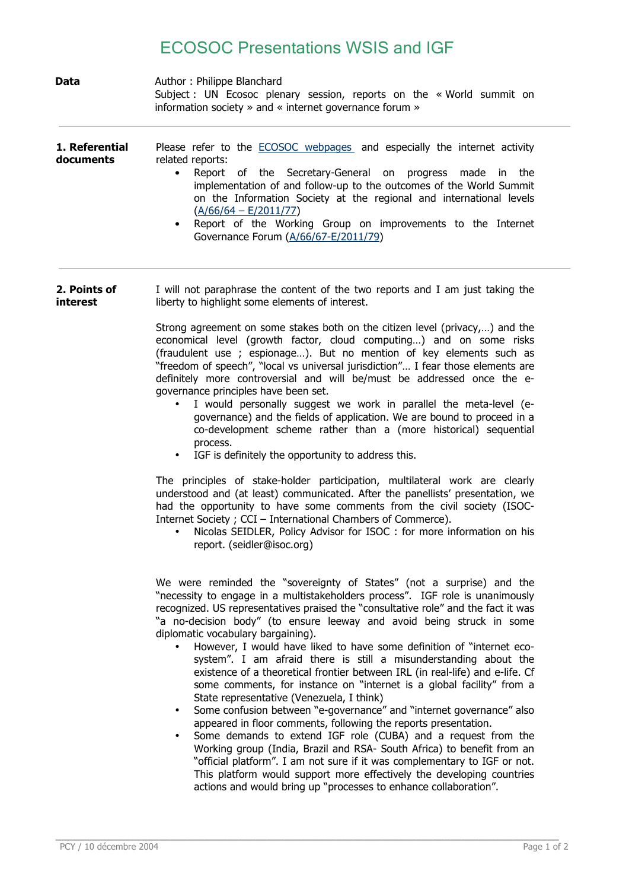# ECOSOC Presentations WSIS and IGF

**Data**

Author : Philippe Blanchard
Subject : UN Ecosoc plenary session, reports on the « World summit on information society » and « internet governance forum »

---

## 1. Referential documents

Please refer to the ECOSOC webpages and especially the internet activity related reports:

- Report of the Secretary-General on progress made in the implementation of and follow-up to the outcomes of the World Summit on the Information Society at the regional and international levels (A/66/64 – E/2011/77)
- Report of the Working Group on improvements to the Internet Governance Forum (A/66/67-E/2011/79)

---

## 2. Points of interest

I will not paraphrase the content of the two reports and I am just taking the liberty to highlight some elements of interest.

Strong agreement on some stakes both on the citizen level (privacy,…) and the economical level (growth factor, cloud computing…) and on some risks (fraudulent use ; espionage…). But no mention of key elements such as "freedom of speech", "local vs universal jurisdiction"… I fear those elements are definitely more controversial and will be/must be addressed once the e-governance principles have been set.

- I would personally suggest we work in parallel the meta-level (e-governance) and the fields of application. We are bound to proceed in a co-development scheme rather than a (more historical) sequential process.
- IGF is definitely the opportunity to address this.

The principles of stake-holder participation, multilateral work are clearly understood and (at least) communicated. After the panellists' presentation, we had the opportunity to have some comments from the civil society (ISOC-Internet Society ; CCI – International Chambers of Commerce).

- Nicolas SEIDLER, Policy Advisor for ISOC : for more information on his report. (seidler@isoc.org)

We were reminded the "sovereignty of States" (not a surprise) and the "necessity to engage in a multistakeholders process". IGF role is unanimously recognized. US representatives praised the "consultative role" and the fact it was "a no-decision body" (to ensure leeway and avoid being struck in some diplomatic vocabulary bargaining).

- However, I would have liked to have some definition of "internet eco-system". I am afraid there is still a misunderstanding about the existence of a theoretical frontier between IRL (in real-life) and e-life. Cf some comments, for instance on "internet is a global facility" from a State representative (Venezuela, I think)
- Some confusion between "e-governance" and "internet governance" also appeared in floor comments, following the reports presentation.
- Some demands to extend IGF role (CUBA) and a request from the Working group (India, Brazil and RSA- South Africa) to benefit from an "official platform". I am not sure if it was complementary to IGF or not. This platform would support more effectively the developing countries actions and would bring up "processes to enhance collaboration".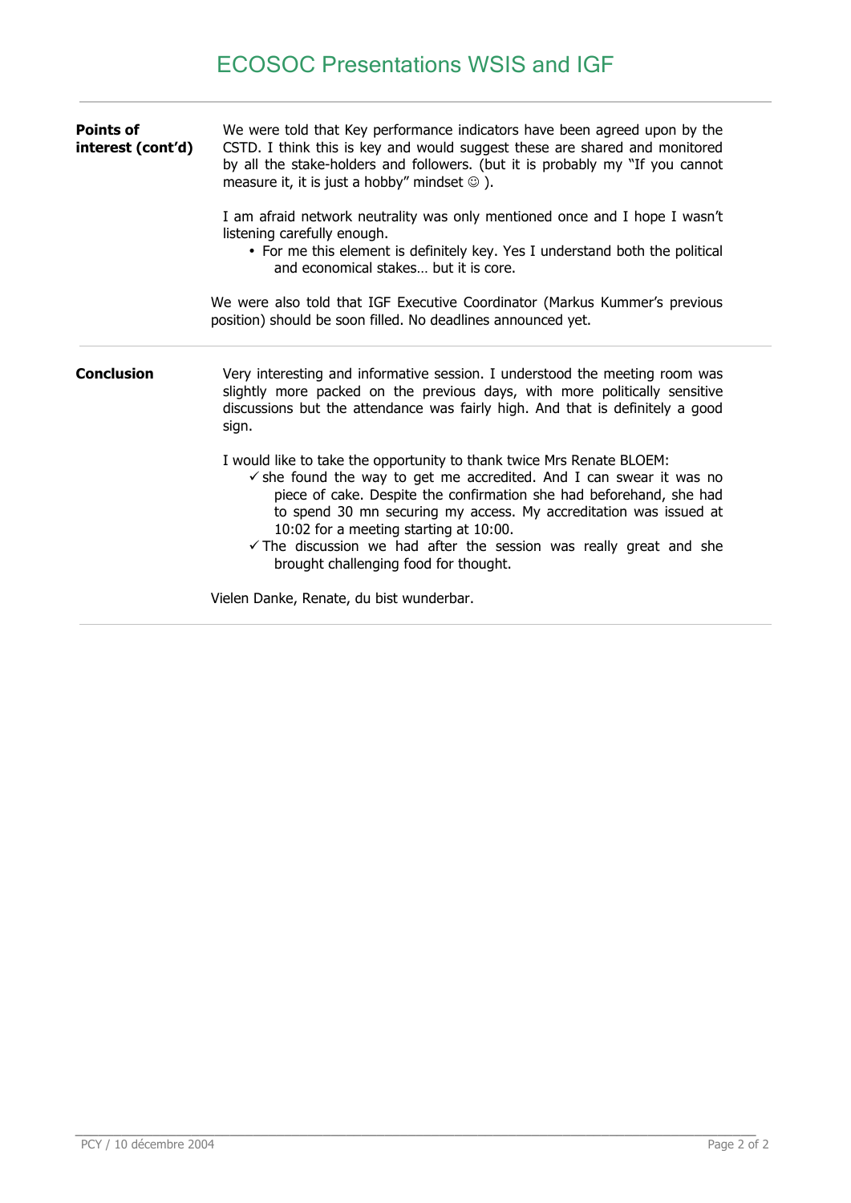**Points of interest (cont'd)**

We were told that Key performance indicators have been agreed upon by the CSTD. I think this is key and would suggest these are shared and monitored by all the stake-holders and followers. (but it is probably my "If you cannot measure it, it is just a hobby" mindset ☺ ).

I am afraid network neutrality was only mentioned once and I hope I wasn't listening carefully enough.

- For me this element is definitely key. Yes I understand both the political and economical stakes… but it is core.

We were also told that IGF Executive Coordinator (Markus Kummer's previous position) should be soon filled. No deadlines announced yet.

**Conclusion**

Very interesting and informative session. I understood the meeting room was slightly more packed on the previous days, with more politically sensitive discussions but the attendance was fairly high. And that is definitely a good sign.

I would like to take the opportunity to thank twice Mrs Renate BLOEM:

- ✓ she found the way to get me accredited. And I can swear it was no piece of cake. Despite the confirmation she had beforehand, she had to spend 30 mn securing my access. My accreditation was issued at 10:02 for a meeting starting at 10:00.
- ✓ The discussion we had after the session was really great and she brought challenging food for thought.

Vielen Danke, Renate, du bist wunderbar.